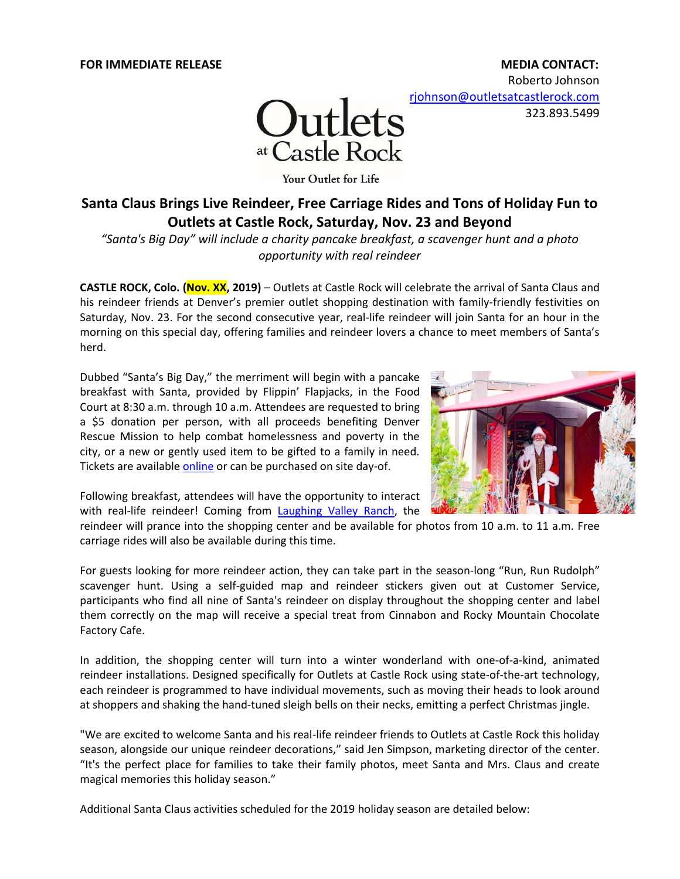**FOR IMMEDIATE RELEASE**

**MEDIA CONTACT:**
Roberto Johnson
rjohnson@outletsatcastlerock.com
323.893.5499

Outlets at Castle Rock
Your Outlet for Life

## Santa Claus Brings Live Reindeer, Free Carriage Rides and Tons of Holiday Fun to Outlets at Castle Rock, Saturday, Nov. 23 and Beyond

*"Santa's Big Day" will include a charity pancake breakfast, a scavenger hunt and a photo opportunity with real reindeer*

**CASTLE ROCK, Colo. (Nov. XX, 2019)** – Outlets at Castle Rock will celebrate the arrival of Santa Claus and his reindeer friends at Denver's premier outlet shopping destination with family-friendly festivities on Saturday, Nov. 23. For the second consecutive year, real-life reindeer will join Santa for an hour in the morning on this special day, offering families and reindeer lovers a chance to meet members of Santa's herd.

Dubbed "Santa's Big Day," the merriment will begin with a pancake breakfast with Santa, provided by Flippin' Flapjacks, in the Food Court at 8:30 a.m. through 10 a.m. Attendees are requested to bring a $5 donation per person, with all proceeds benefiting Denver Rescue Mission to help combat homelessness and poverty in the city, or a new or gently used item to be gifted to a family in need. Tickets are available online or can be purchased on site day-of.

Following breakfast, attendees will have the opportunity to interact with real-life reindeer! Coming from Laughing Valley Ranch, the reindeer will prance into the shopping center and be available for photos from 10 a.m. to 11 a.m. Free carriage rides will also be available during this time.

For guests looking for more reindeer action, they can take part in the season-long "Run, Run Rudolph" scavenger hunt. Using a self-guided map and reindeer stickers given out at Customer Service, participants who find all nine of Santa's reindeer on display throughout the shopping center and label them correctly on the map will receive a special treat from Cinnabon and Rocky Mountain Chocolate Factory Cafe.

In addition, the shopping center will turn into a winter wonderland with one-of-a-kind, animated reindeer installations. Designed specifically for Outlets at Castle Rock using state-of-the-art technology, each reindeer is programmed to have individual movements, such as moving their heads to look around at shoppers and shaking the hand-tuned sleigh bells on their necks, emitting a perfect Christmas jingle.

"We are excited to welcome Santa and his real-life reindeer friends to Outlets at Castle Rock this holiday season, alongside our unique reindeer decorations," said Jen Simpson, marketing director of the center. "It's the perfect place for families to take their family photos, meet Santa and Mrs. Claus and create magical memories this holiday season."

Additional Santa Claus activities scheduled for the 2019 holiday season are detailed below: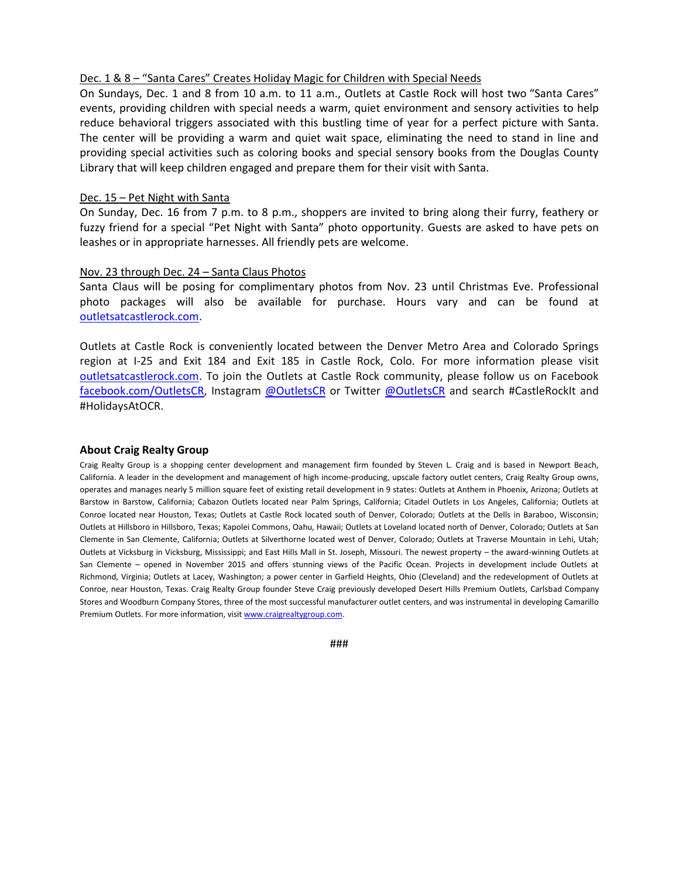Dec. 1 & 8 – "Santa Cares" Creates Holiday Magic for Children with Special Needs

On Sundays, Dec. 1 and 8 from 10 a.m. to 11 a.m., Outlets at Castle Rock will host two "Santa Cares" events, providing children with special needs a warm, quiet environment and sensory activities to help reduce behavioral triggers associated with this bustling time of year for a perfect picture with Santa. The center will be providing a warm and quiet wait space, eliminating the need to stand in line and providing special activities such as coloring books and special sensory books from the Douglas County Library that will keep children engaged and prepare them for their visit with Santa.

Dec. 15 – Pet Night with Santa

On Sunday, Dec. 16 from 7 p.m. to 8 p.m., shoppers are invited to bring along their furry, feathery or fuzzy friend for a special "Pet Night with Santa" photo opportunity. Guests are asked to have pets on leashes or in appropriate harnesses. All friendly pets are welcome.

Nov. 23 through Dec. 24 – Santa Claus Photos

Santa Claus will be posing for complimentary photos from Nov. 23 until Christmas Eve. Professional photo packages will also be available for purchase. Hours vary and can be found at outletsatcastlerock.com.

Outlets at Castle Rock is conveniently located between the Denver Metro Area and Colorado Springs region at I-25 and Exit 184 and Exit 185 in Castle Rock, Colo. For more information please visit outletsatcastlerock.com. To join the Outlets at Castle Rock community, please follow us on Facebook facebook.com/OutletsCR, Instagram @OutletsCR or Twitter @OutletsCR and search #CastleRockIt and #HolidaysAtOCR.

### About Craig Realty Group

Craig Realty Group is a shopping center development and management firm founded by Steven L. Craig and is based in Newport Beach, California. A leader in the development and management of high income-producing, upscale factory outlet centers, Craig Realty Group owns, operates and manages nearly 5 million square feet of existing retail development in 9 states: Outlets at Anthem in Phoenix, Arizona; Outlets at Barstow in Barstow, California; Cabazon Outlets located near Palm Springs, California; Citadel Outlets in Los Angeles, California; Outlets at Conroe located near Houston, Texas; Outlets at Castle Rock located south of Denver, Colorado; Outlets at the Dells in Baraboo, Wisconsin; Outlets at Hillsboro in Hillsboro, Texas; Kapolei Commons, Oahu, Hawaii; Outlets at Loveland located north of Denver, Colorado; Outlets at San Clemente in San Clemente, California; Outlets at Silverthorne located west of Denver, Colorado; Outlets at Traverse Mountain in Lehi, Utah; Outlets at Vicksburg in Vicksburg, Mississippi; and East Hills Mall in St. Joseph, Missouri. The newest property – the award-winning Outlets at San Clemente – opened in November 2015 and offers stunning views of the Pacific Ocean. Projects in development include Outlets at Richmond, Virginia; Outlets at Lacey, Washington; a power center in Garfield Heights, Ohio (Cleveland) and the redevelopment of Outlets at Conroe, near Houston, Texas. Craig Realty Group founder Steve Craig previously developed Desert Hills Premium Outlets, Carlsbad Company Stores and Woodburn Company Stores, three of the most successful manufacturer outlet centers, and was instrumental in developing Camarillo Premium Outlets. For more information, visit www.craigrealtygroup.com.

###